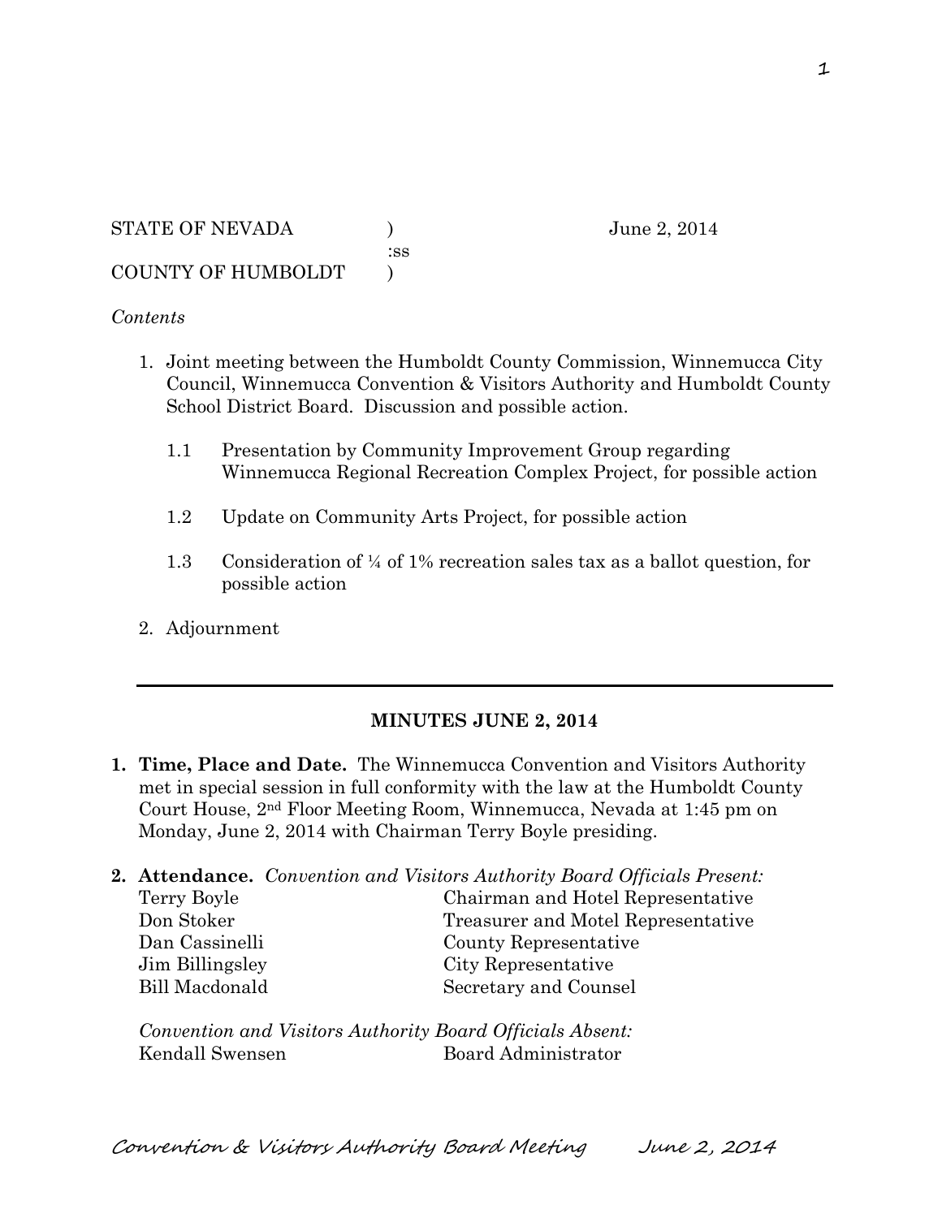STATE OF NEVADA ) June 2, 2014
:ss
COUNTY OF HUMBOLDT )

*Contents*

1. Joint meeting between the Humboldt County Commission, Winnemucca City Council, Winnemucca Convention & Visitors Authority and Humboldt County School District Board. Discussion and possible action.

   1.1 Presentation by Community Improvement Group regarding Winnemucca Regional Recreation Complex Project, for possible action

   1.2 Update on Community Arts Project, for possible action

   1.3 Consideration of ¼ of 1% recreation sales tax as a ballot question, for possible action

2. Adjournment

---

**MINUTES JUNE 2, 2014**

1. **Time, Place and Date.** The Winnemucca Convention and Visitors Authority met in special session in full conformity with the law at the Humboldt County Court House, 2nd Floor Meeting Room, Winnemucca, Nevada at 1:45 pm on Monday, June 2, 2014 with Chairman Terry Boyle presiding.

2. **Attendance.** *Convention and Visitors Authority Board Officials Present:*

| | |
|---|---|
| Terry Boyle | Chairman and Hotel Representative |
| Don Stoker | Treasurer and Motel Representative |
| Dan Cassinelli | County Representative |
| Jim Billingsley | City Representative |
| Bill Macdonald | Secretary and Counsel |

*Convention and Visitors Authority Board Officials Absent:*

| | |
|---|---|
| Kendall Swensen | Board Administrator |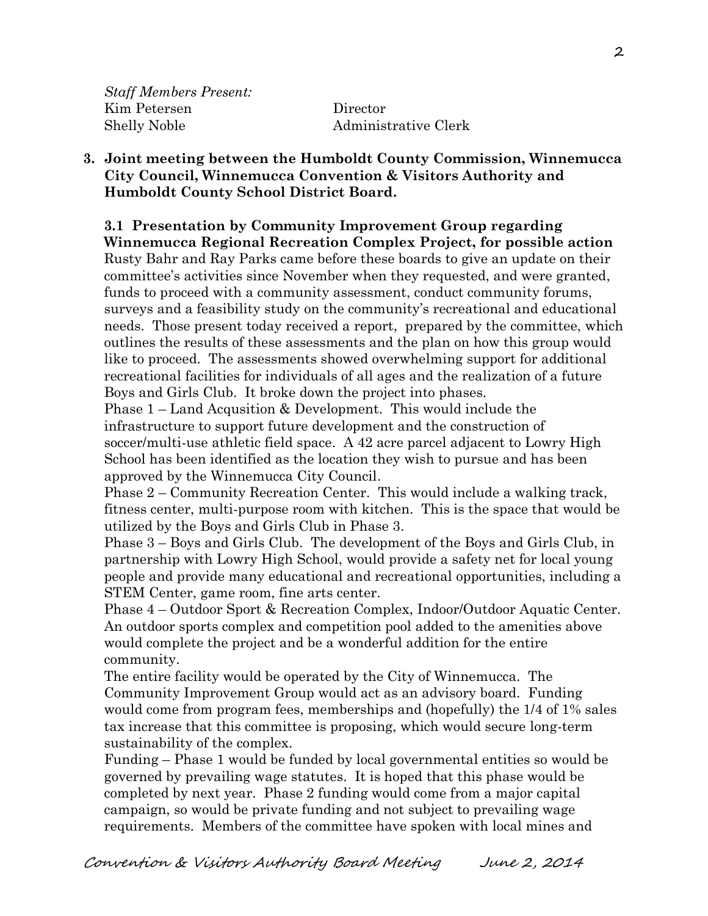*Staff Members Present:*

| | |
|---|---|
| Kim Petersen | Director |
| Shelly Noble | Administrative Clerk |

**3. Joint meeting between the Humboldt County Commission, Winnemucca City Council, Winnemucca Convention & Visitors Authority and Humboldt County School District Board.**

**3.1 Presentation by Community Improvement Group regarding Winnemucca Regional Recreation Complex Project, for possible action**

Rusty Bahr and Ray Parks came before these boards to give an update on their committee's activities since November when they requested, and were granted, funds to proceed with a community assessment, conduct community forums, surveys and a feasibility study on the community's recreational and educational needs. Those present today received a report, prepared by the committee, which outlines the results of these assessments and the plan on how this group would like to proceed. The assessments showed overwhelming support for additional recreational facilities for individuals of all ages and the realization of a future Boys and Girls Club. It broke down the project into phases.

Phase 1 – Land Acqusition & Development. This would include the infrastructure to support future development and the construction of soccer/multi-use athletic field space. A 42 acre parcel adjacent to Lowry High School has been identified as the location they wish to pursue and has been approved by the Winnemucca City Council.

Phase 2 – Community Recreation Center. This would include a walking track, fitness center, multi-purpose room with kitchen. This is the space that would be utilized by the Boys and Girls Club in Phase 3.

Phase 3 – Boys and Girls Club. The development of the Boys and Girls Club, in partnership with Lowry High School, would provide a safety net for local young people and provide many educational and recreational opportunities, including a STEM Center, game room, fine arts center.

Phase 4 – Outdoor Sport & Recreation Complex, Indoor/Outdoor Aquatic Center. An outdoor sports complex and competition pool added to the amenities above would complete the project and be a wonderful addition for the entire community.

The entire facility would be operated by the City of Winnemucca. The Community Improvement Group would act as an advisory board. Funding would come from program fees, memberships and (hopefully) the 1/4 of 1% sales tax increase that this committee is proposing, which would secure long-term sustainability of the complex.

Funding – Phase 1 would be funded by local governmental entities so would be governed by prevailing wage statutes. It is hoped that this phase would be completed by next year. Phase 2 funding would come from a major capital campaign, so would be private funding and not subject to prevailing wage requirements. Members of the committee have spoken with local mines and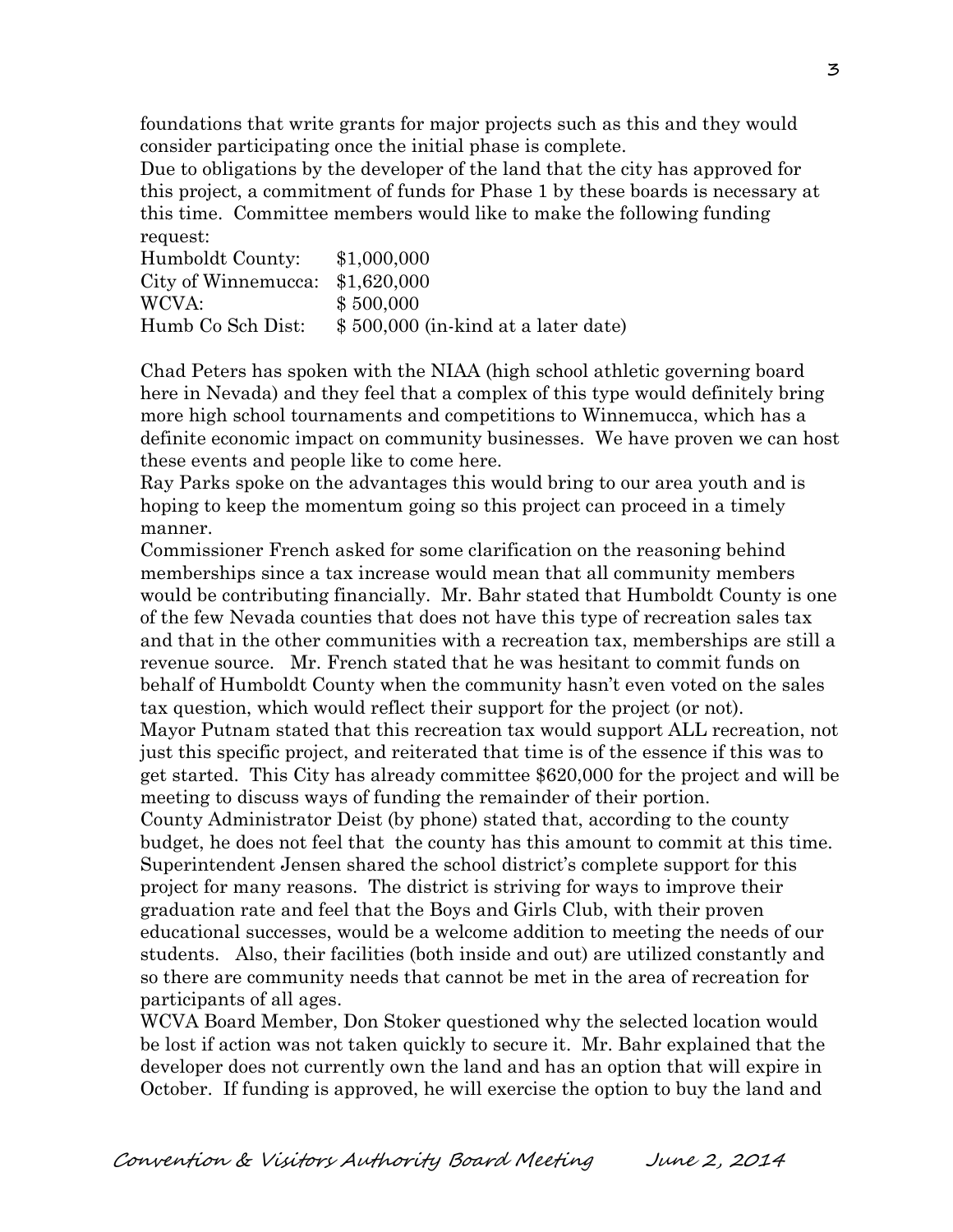foundations that write grants for major projects such as this and they would consider participating once the initial phase is complete.

Due to obligations by the developer of the land that the city has approved for this project, a commitment of funds for Phase 1 by these boards is necessary at this time. Committee members would like to make the following funding request:

| | |
|---|---|
| Humboldt County: | $1,000,000 |
| City of Winnemucca: | $1,620,000 |
| WCVA: | $ 500,000 |
| Humb Co Sch Dist: | $ 500,000 (in-kind at a later date) |

Chad Peters has spoken with the NIAA (high school athletic governing board here in Nevada) and they feel that a complex of this type would definitely bring more high school tournaments and competitions to Winnemucca, which has a definite economic impact on community businesses. We have proven we can host these events and people like to come here.

Ray Parks spoke on the advantages this would bring to our area youth and is hoping to keep the momentum going so this project can proceed in a timely manner.

Commissioner French asked for some clarification on the reasoning behind memberships since a tax increase would mean that all community members would be contributing financially. Mr. Bahr stated that Humboldt County is one of the few Nevada counties that does not have this type of recreation sales tax and that in the other communities with a recreation tax, memberships are still a revenue source. Mr. French stated that he was hesitant to commit funds on behalf of Humboldt County when the community hasn't even voted on the sales tax question, which would reflect their support for the project (or not).

Mayor Putnam stated that this recreation tax would support ALL recreation, not just this specific project, and reiterated that time is of the essence if this was to get started. This City has already committee $620,000 for the project and will be meeting to discuss ways of funding the remainder of their portion.

County Administrator Deist (by phone) stated that, according to the county budget, he does not feel that the county has this amount to commit at this time.

Superintendent Jensen shared the school district's complete support for this project for many reasons. The district is striving for ways to improve their graduation rate and feel that the Boys and Girls Club, with their proven educational successes, would be a welcome addition to meeting the needs of our students. Also, their facilities (both inside and out) are utilized constantly and so there are community needs that cannot be met in the area of recreation for participants of all ages.

WCVA Board Member, Don Stoker questioned why the selected location would be lost if action was not taken quickly to secure it. Mr. Bahr explained that the developer does not currently own the land and has an option that will expire in October. If funding is approved, he will exercise the option to buy the land and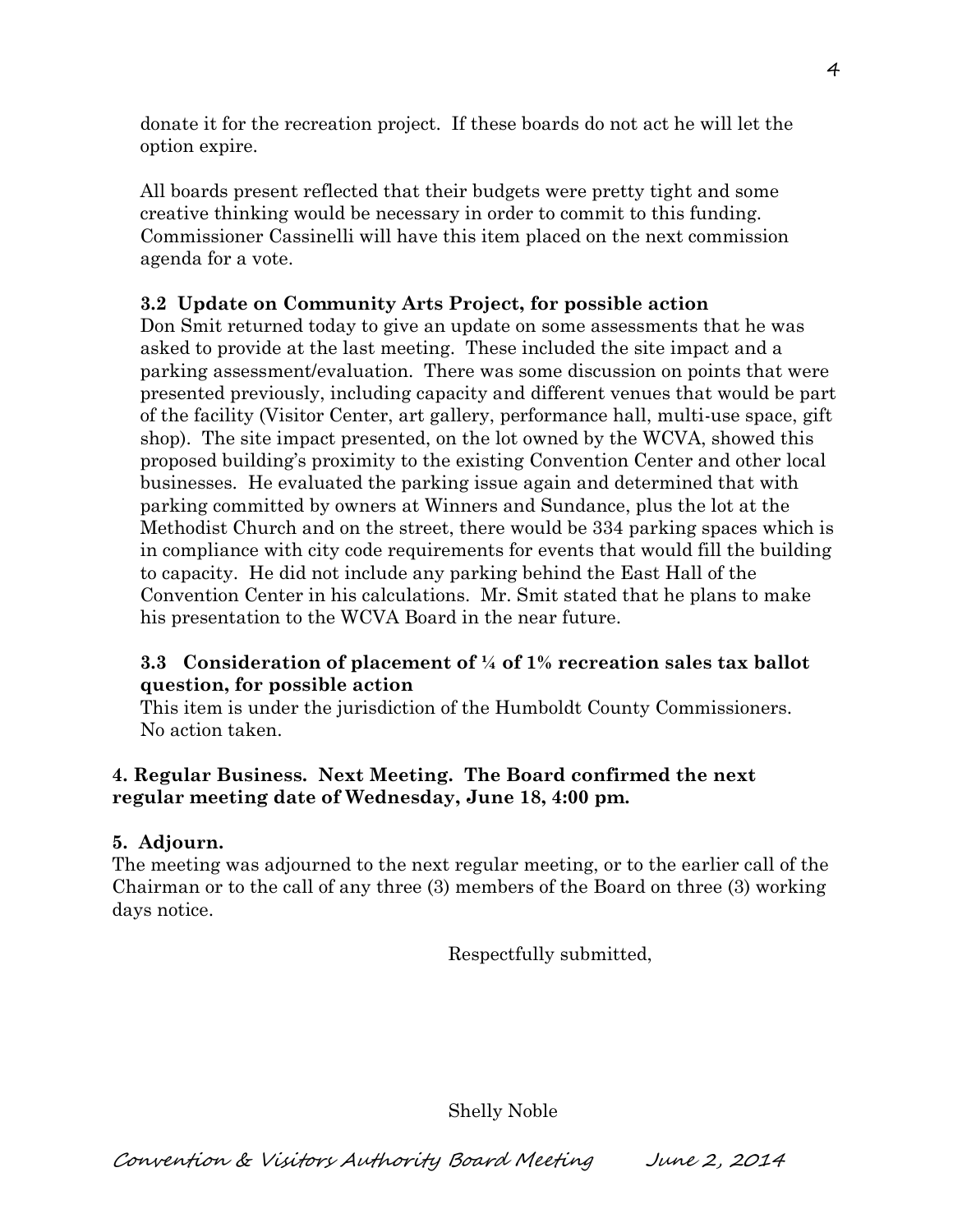donate it for the recreation project. If these boards do not act he will let the option expire.

All boards present reflected that their budgets were pretty tight and some creative thinking would be necessary in order to commit to this funding. Commissioner Cassinelli will have this item placed on the next commission agenda for a vote.

**3.2 Update on Community Arts Project, for possible action**

Don Smit returned today to give an update on some assessments that he was asked to provide at the last meeting. These included the site impact and a parking assessment/evaluation. There was some discussion on points that were presented previously, including capacity and different venues that would be part of the facility (Visitor Center, art gallery, performance hall, multi-use space, gift shop). The site impact presented, on the lot owned by the WCVA, showed this proposed building's proximity to the existing Convention Center and other local businesses. He evaluated the parking issue again and determined that with parking committed by owners at Winners and Sundance, plus the lot at the Methodist Church and on the street, there would be 334 parking spaces which is in compliance with city code requirements for events that would fill the building to capacity. He did not include any parking behind the East Hall of the Convention Center in his calculations. Mr. Smit stated that he plans to make his presentation to the WCVA Board in the near future.

**3.3 Consideration of placement of ¼ of 1% recreation sales tax ballot question, for possible action**

This item is under the jurisdiction of the Humboldt County Commissioners. No action taken.

**4. Regular Business. Next Meeting. The Board confirmed the next regular meeting date of Wednesday, June 18, 4:00 pm.**

**5. Adjourn.**

The meeting was adjourned to the next regular meeting, or to the earlier call of the Chairman or to the call of any three (3) members of the Board on three (3) working days notice.

Respectfully submitted,

Shelly Noble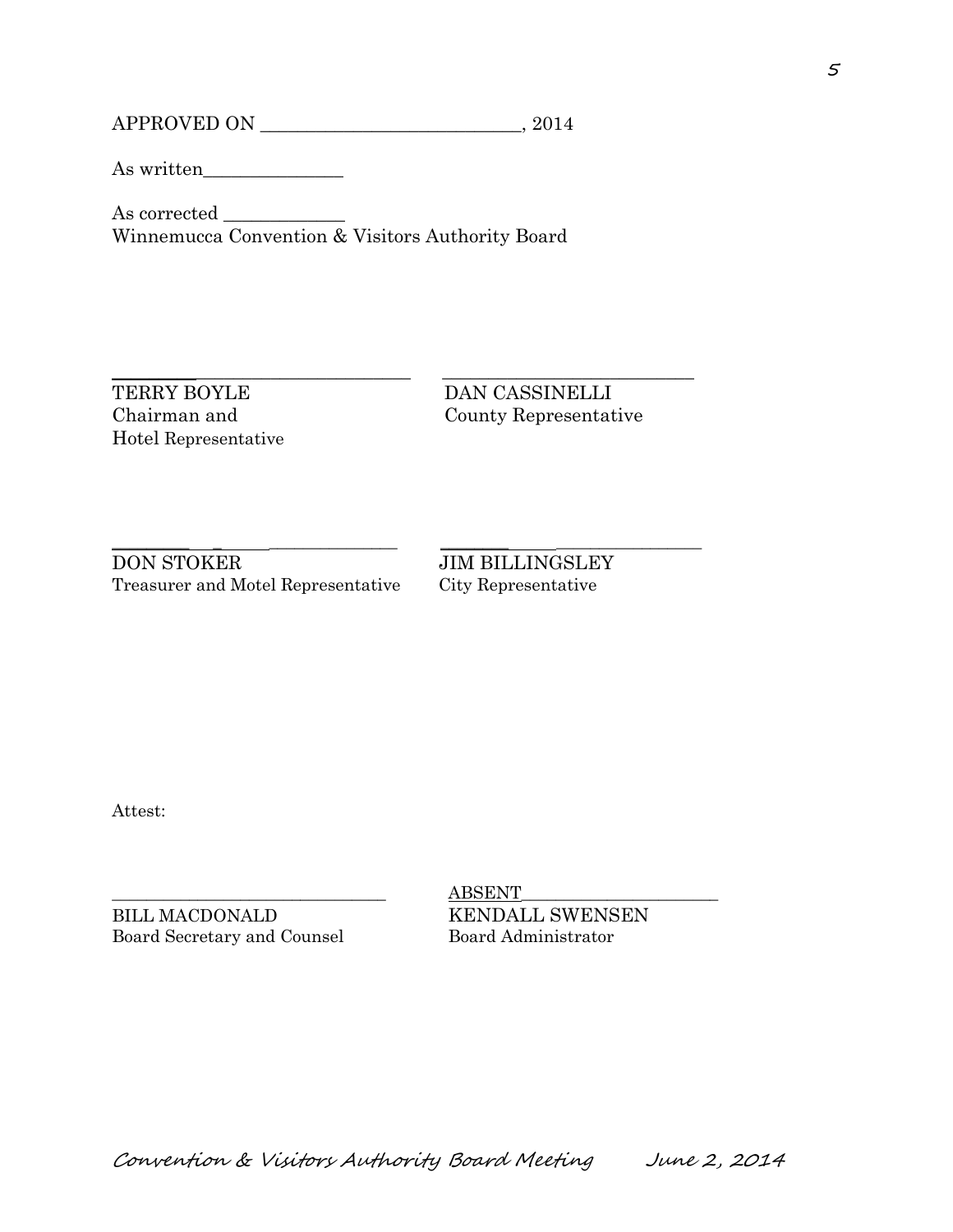APPROVED ON ___________________________, 2014

As written_______________

As corrected _____________
Winnemucca Convention & Visitors Authority Board

_______________________________ ___________________________
TERRY BOYLE
Chairman and
Hotel Representative

DAN CASSINELLI
County Representative

_______________________________ ___________________________
DON STOKER
Treasurer and Motel Representative

JIM BILLINGSLEY
City Representative

Attest:

_______________________________ ABSENT______________________
BILL MACDONALD
Board Secretary and Counsel

KENDALL SWENSEN
Board Administrator